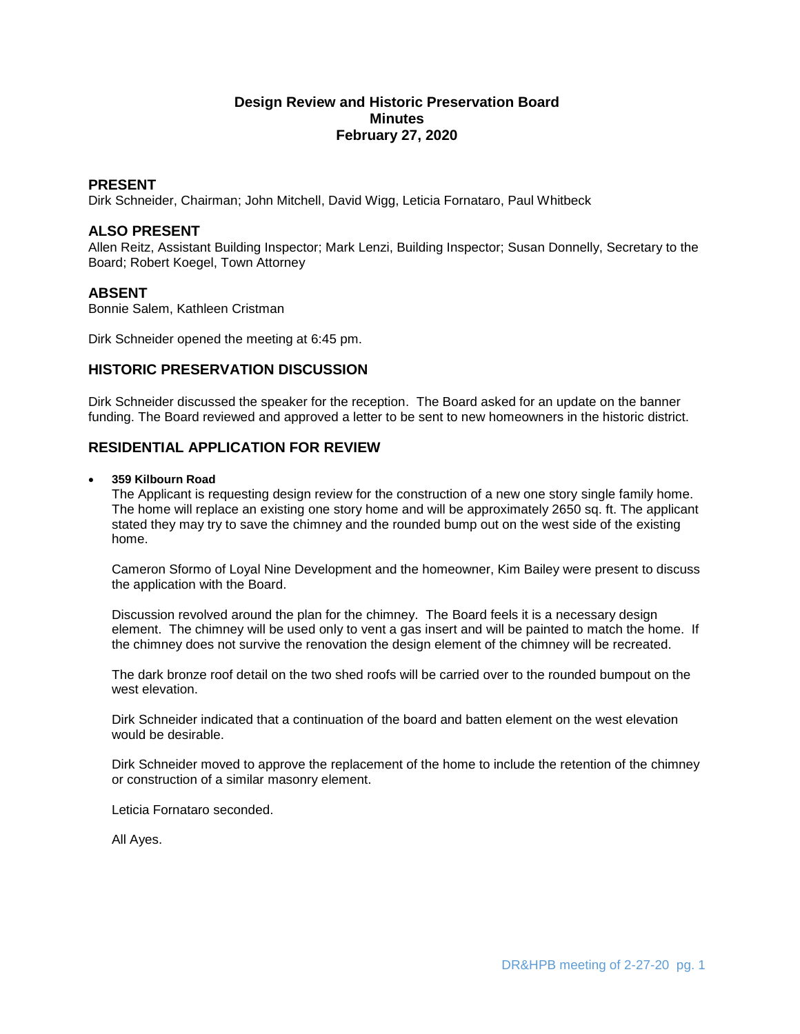# Design Review and Historic Preservation Board
## Minutes
## February 27, 2020

## PRESENT

Dirk Schneider, Chairman; John Mitchell, David Wigg, Leticia Fornataro, Paul Whitbeck

## ALSO PRESENT

Allen Reitz, Assistant Building Inspector; Mark Lenzi, Building Inspector; Susan Donnelly, Secretary to the Board; Robert Koegel, Town Attorney

## ABSENT

Bonnie Salem, Kathleen Cristman

Dirk Schneider opened the meeting at 6:45 pm.

## HISTORIC PRESERVATION DISCUSSION

Dirk Schneider discussed the speaker for the reception. The Board asked for an update on the banner funding. The Board reviewed and approved a letter to be sent to new homeowners in the historic district.

## RESIDENTIAL APPLICATION FOR REVIEW

- **359 Kilbourn Road**

  The Applicant is requesting design review for the construction of a new one story single family home. The home will replace an existing one story home and will be approximately 2650 sq. ft. The applicant stated they may try to save the chimney and the rounded bump out on the west side of the existing home.

  Cameron Sformo of Loyal Nine Development and the homeowner, Kim Bailey were present to discuss the application with the Board.

  Discussion revolved around the plan for the chimney. The Board feels it is a necessary design element. The chimney will be used only to vent a gas insert and will be painted to match the home. If the chimney does not survive the renovation the design element of the chimney will be recreated.

  The dark bronze roof detail on the two shed roofs will be carried over to the rounded bumpout on the west elevation.

  Dirk Schneider indicated that a continuation of the board and batten element on the west elevation would be desirable.

  Dirk Schneider moved to approve the replacement of the home to include the retention of the chimney or construction of a similar masonry element.

  Leticia Fornataro seconded.

  All Ayes.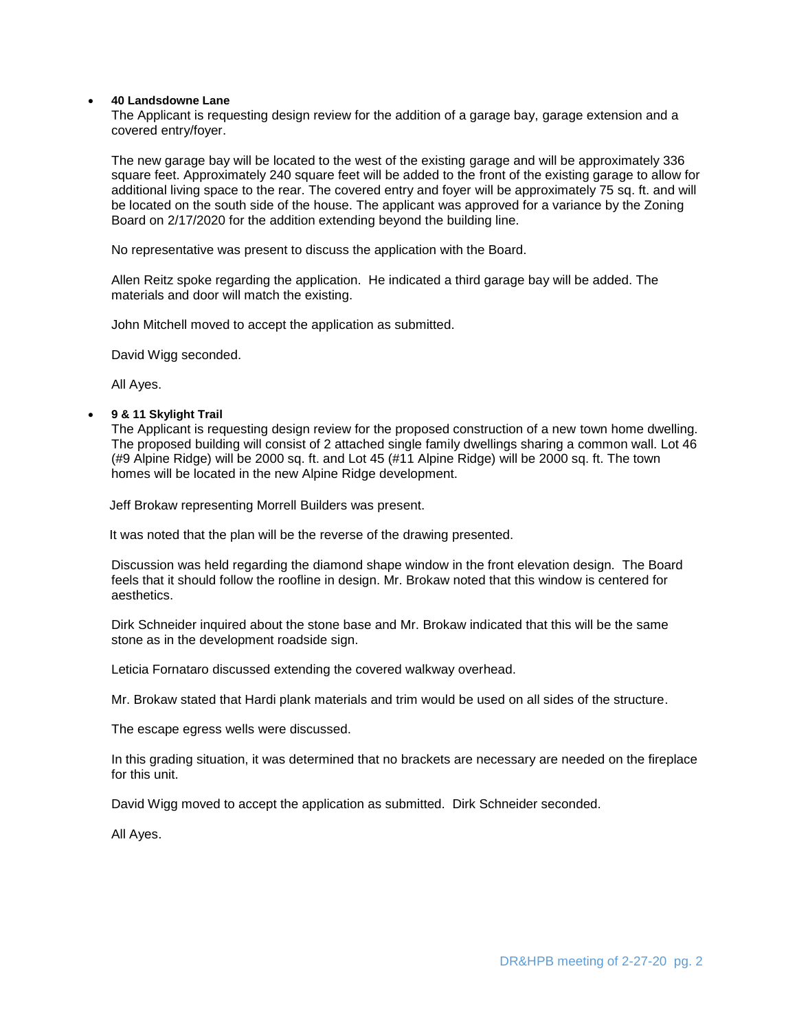- **40 Landsdowne Lane**

  The Applicant is requesting design review for the addition of a garage bay, garage extension and a covered entry/foyer.

  The new garage bay will be located to the west of the existing garage and will be approximately 336 square feet. Approximately 240 square feet will be added to the front of the existing garage to allow for additional living space to the rear. The covered entry and foyer will be approximately 75 sq. ft. and will be located on the south side of the house. The applicant was approved for a variance by the Zoning Board on 2/17/2020 for the addition extending beyond the building line.

  No representative was present to discuss the application with the Board.

  Allen Reitz spoke regarding the application. He indicated a third garage bay will be added. The materials and door will match the existing.

  John Mitchell moved to accept the application as submitted.

  David Wigg seconded.

  All Ayes.

- **9 & 11 Skylight Trail**

  The Applicant is requesting design review for the proposed construction of a new town home dwelling. The proposed building will consist of 2 attached single family dwellings sharing a common wall. Lot 46 (#9 Alpine Ridge) will be 2000 sq. ft. and Lot 45 (#11 Alpine Ridge) will be 2000 sq. ft. The town homes will be located in the new Alpine Ridge development.

  Jeff Brokaw representing Morrell Builders was present.

  It was noted that the plan will be the reverse of the drawing presented.

  Discussion was held regarding the diamond shape window in the front elevation design. The Board feels that it should follow the roofline in design. Mr. Brokaw noted that this window is centered for aesthetics.

  Dirk Schneider inquired about the stone base and Mr. Brokaw indicated that this will be the same stone as in the development roadside sign.

  Leticia Fornataro discussed extending the covered walkway overhead.

  Mr. Brokaw stated that Hardi plank materials and trim would be used on all sides of the structure.

  The escape egress wells were discussed.

  In this grading situation, it was determined that no brackets are necessary are needed on the fireplace for this unit.

  David Wigg moved to accept the application as submitted. Dirk Schneider seconded.

  All Ayes.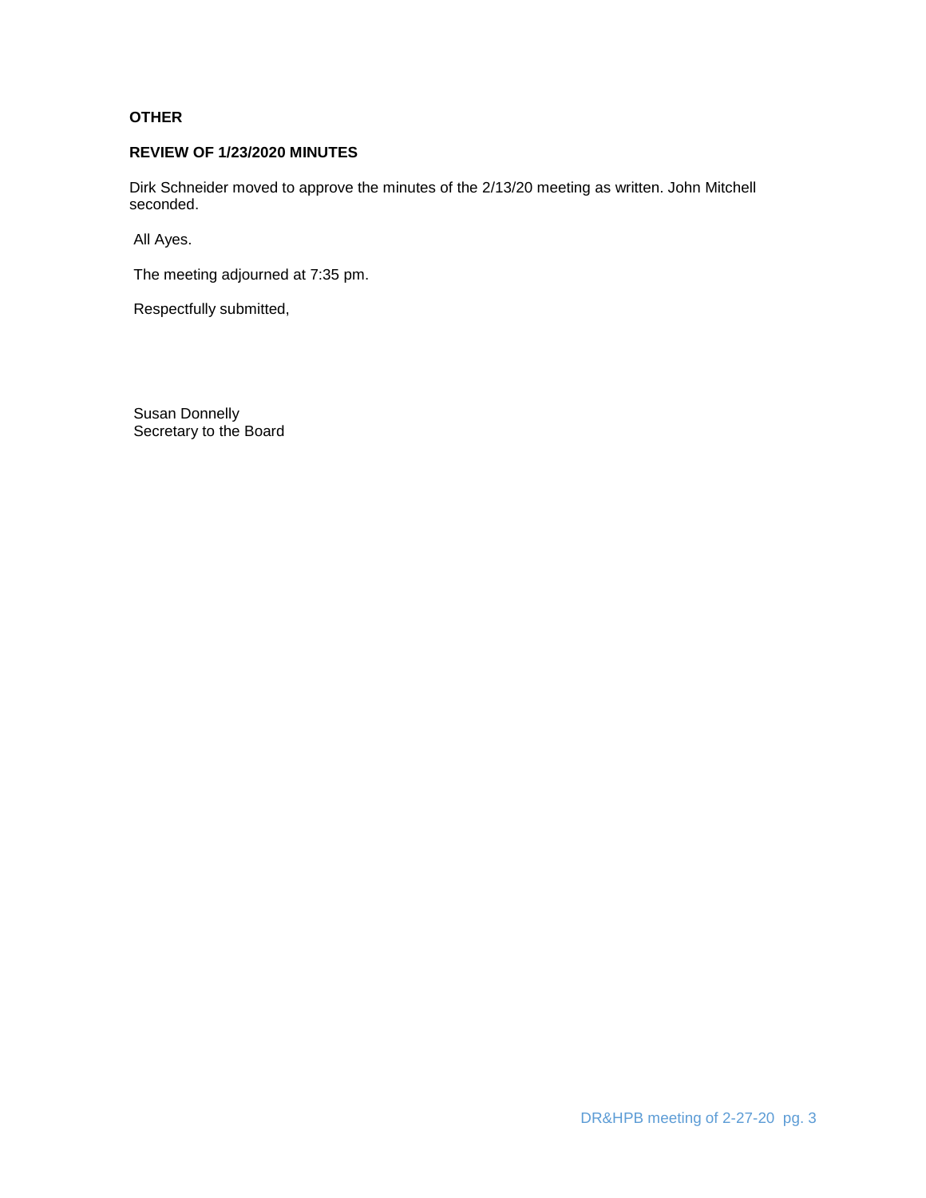**OTHER**

**REVIEW OF 1/23/2020 MINUTES**

Dirk Schneider moved to approve the minutes of the 2/13/20 meeting as written. John Mitchell seconded.

All Ayes.

The meeting adjourned at 7:35 pm.

Respectfully submitted,

Susan Donnelly
Secretary to the Board